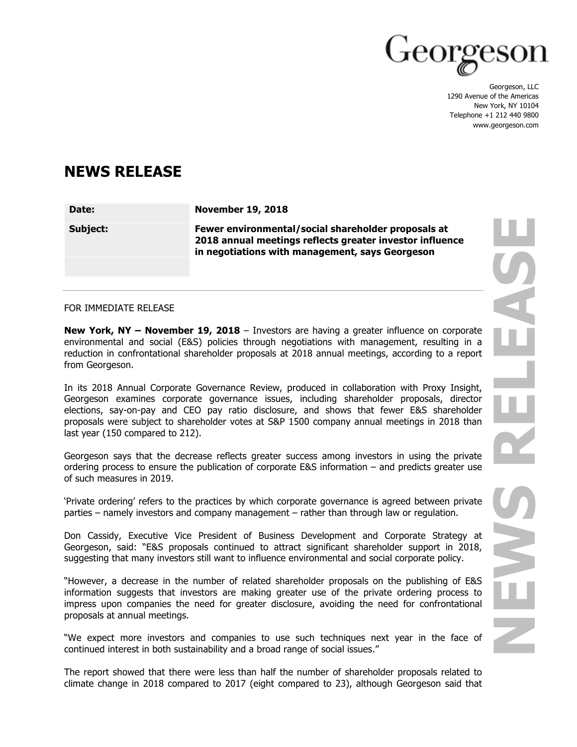Georgeson, LLC
1290 Avenue of the Americas
New York, NY 10104
Telephone +1 212 440 9800
www.georgeson.com

# NEWS RELEASE

| | |
|---|---|
| **Date:** | **November 19, 2018** |
| **Subject:** | **Fewer environmental/social shareholder proposals at 2018 annual meetings reflects greater investor influence in negotiations with management, says Georgeson** |

FOR IMMEDIATE RELEASE

**New York, NY – November 19, 2018** – Investors are having a greater influence on corporate environmental and social (E&S) policies through negotiations with management, resulting in a reduction in confrontational shareholder proposals at 2018 annual meetings, according to a report from Georgeson.

In its 2018 Annual Corporate Governance Review, produced in collaboration with Proxy Insight, Georgeson examines corporate governance issues, including shareholder proposals, director elections, say-on-pay and CEO pay ratio disclosure, and shows that fewer E&S shareholder proposals were subject to shareholder votes at S&P 1500 company annual meetings in 2018 than last year (150 compared to 212).

Georgeson says that the decrease reflects greater success among investors in using the private ordering process to ensure the publication of corporate E&S information – and predicts greater use of such measures in 2019.

'Private ordering' refers to the practices by which corporate governance is agreed between private parties – namely investors and company management – rather than through law or regulation.

Don Cassidy, Executive Vice President of Business Development and Corporate Strategy at Georgeson, said: "E&S proposals continued to attract significant shareholder support in 2018, suggesting that many investors still want to influence environmental and social corporate policy.

"However, a decrease in the number of related shareholder proposals on the publishing of E&S information suggests that investors are making greater use of the private ordering process to impress upon companies the need for greater disclosure, avoiding the need for confrontational proposals at annual meetings.

"We expect more investors and companies to use such techniques next year in the face of continued interest in both sustainability and a broad range of social issues."

The report showed that there were less than half the number of shareholder proposals related to climate change in 2018 compared to 2017 (eight compared to 23), although Georgeson said that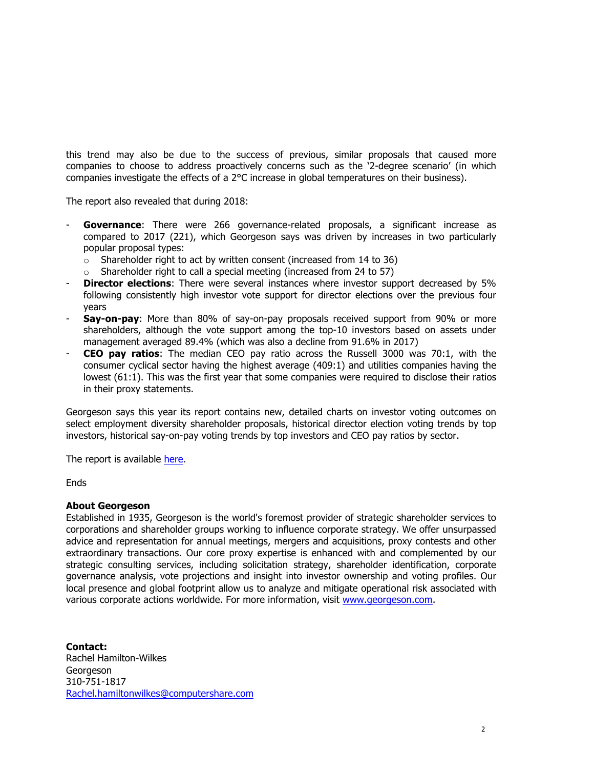this trend may also be due to the success of previous, similar proposals that caused more companies to choose to address proactively concerns such as the '2-degree scenario' (in which companies investigate the effects of a 2°C increase in global temperatures on their business).

The report also revealed that during 2018:

- **Governance**: There were 266 governance-related proposals, a significant increase as compared to 2017 (221), which Georgeson says was driven by increases in two particularly popular proposal types:
  - Shareholder right to act by written consent (increased from 14 to 36)
  - Shareholder right to call a special meeting (increased from 24 to 57)
- **Director elections**: There were several instances where investor support decreased by 5% following consistently high investor vote support for director elections over the previous four years
- **Say-on-pay**: More than 80% of say-on-pay proposals received support from 90% or more shareholders, although the vote support among the top-10 investors based on assets under management averaged 89.4% (which was also a decline from 91.6% in 2017)
- **CEO pay ratios**: The median CEO pay ratio across the Russell 3000 was 70:1, with the consumer cyclical sector having the highest average (409:1) and utilities companies having the lowest (61:1). This was the first year that some companies were required to disclose their ratios in their proxy statements.

Georgeson says this year its report contains new, detailed charts on investor voting outcomes on select employment diversity shareholder proposals, historical director election voting trends by top investors, historical say-on-pay voting trends by top investors and CEO pay ratios by sector.

The report is available here.

Ends

**About Georgeson**
Established in 1935, Georgeson is the world's foremost provider of strategic shareholder services to corporations and shareholder groups working to influence corporate strategy. We offer unsurpassed advice and representation for annual meetings, mergers and acquisitions, proxy contests and other extraordinary transactions. Our core proxy expertise is enhanced with and complemented by our strategic consulting services, including solicitation strategy, shareholder identification, corporate governance analysis, vote projections and insight into investor ownership and voting profiles. Our local presence and global footprint allow us to analyze and mitigate operational risk associated with various corporate actions worldwide. For more information, visit www.georgeson.com.

**Contact:**
Rachel Hamilton-Wilkes
Georgeson
310-751-1817
Rachel.hamiltonwilkes@computershare.com